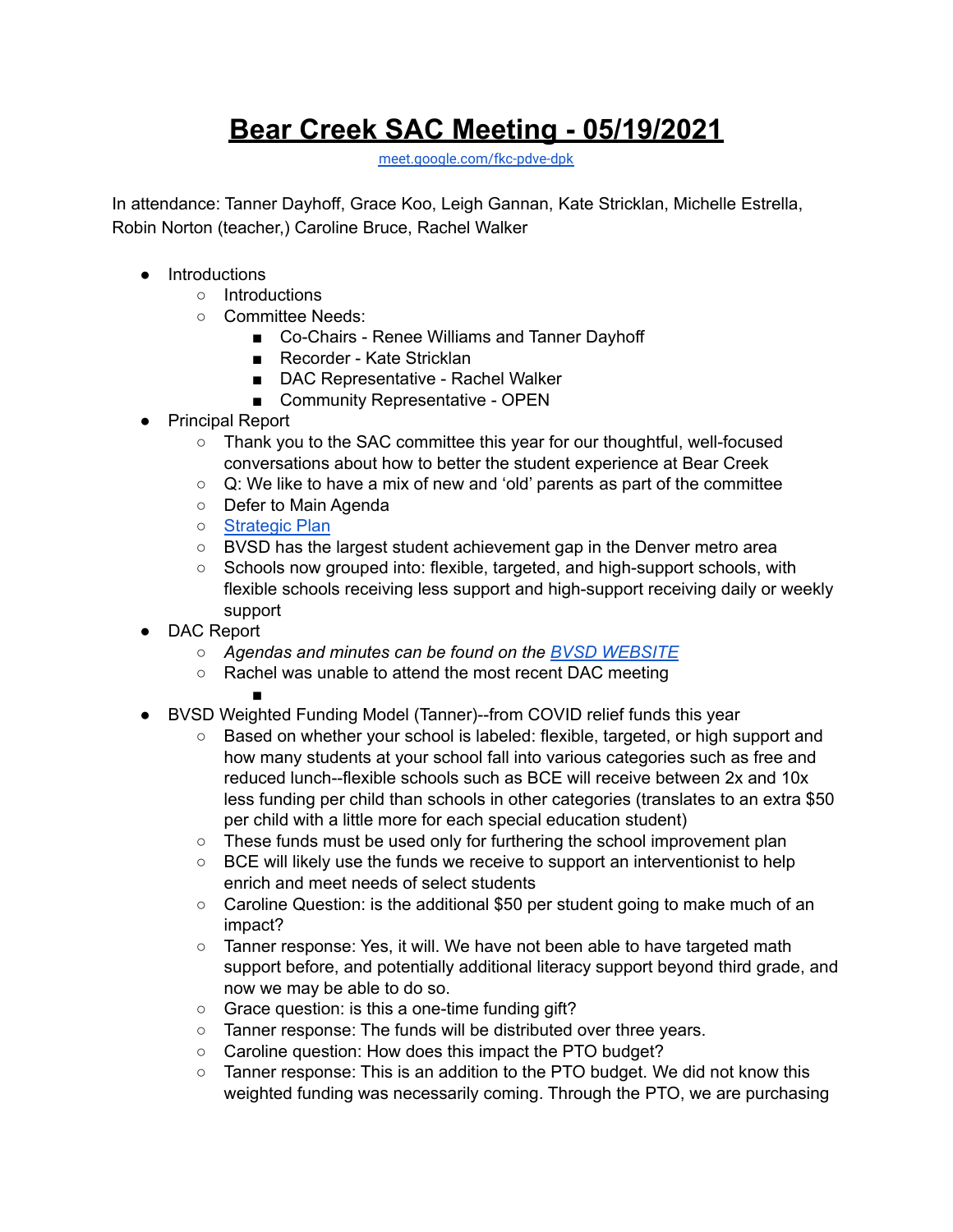# Bear Creek SAC Meeting - 05/19/2021

[meet.google.com/fkc-pdve-dpk](meet.google.com/fkc-pdve-dpk)

In attendance: Tanner Dayhoff, Grace Koo, Leigh Gannan, Kate Stricklan, Michelle Estrella, Robin Norton (teacher,) Caroline Bruce, Rachel Walker

- Introductions
  - Introductions
  - Committee Needs:
    - Co-Chairs - Renee Williams and Tanner Dayhoff
    - Recorder - Kate Stricklan
    - DAC Representative - Rachel Walker
    - Community Representative - OPEN
- Principal Report
  - Thank you to the SAC committee this year for our thoughtful, well-focused conversations about how to better the student experience at Bear Creek
  - Q: We like to have a mix of new and 'old' parents as part of the committee
  - Defer to Main Agenda
  - [Strategic Plan]()
  - BVSD has the largest student achievement gap in the Denver metro area
  - Schools now grouped into: flexible, targeted, and high-support schools, with flexible schools receiving less support and high-support receiving daily or weekly support
- DAC Report
  - *Agendas and minutes can be found on the [BVSD WEBSITE]()*
  - Rachel was unable to attend the most recent DAC meeting
    - 
- BVSD Weighted Funding Model (Tanner)--from COVID relief funds this year
  - Based on whether your school is labeled: flexible, targeted, or high support and how many students at your school fall into various categories such as free and reduced lunch--flexible schools such as BCE will receive between 2x and 10x less funding per child than schools in other categories (translates to an extra $50 per child with a little more for each special education student)
  - These funds must be used only for furthering the school improvement plan
  - BCE will likely use the funds we receive to support an interventionist to help enrich and meet needs of select students
  - Caroline Question: is the additional $50 per student going to make much of an impact?
  - Tanner response: Yes, it will. We have not been able to have targeted math support before, and potentially additional literacy support beyond third grade, and now we may be able to do so.
  - Grace question: is this a one-time funding gift?
  - Tanner response: The funds will be distributed over three years.
  - Caroline question: How does this impact the PTO budget?
  - Tanner response: This is an addition to the PTO budget. We did not know this weighted funding was necessarily coming. Through the PTO, we are purchasing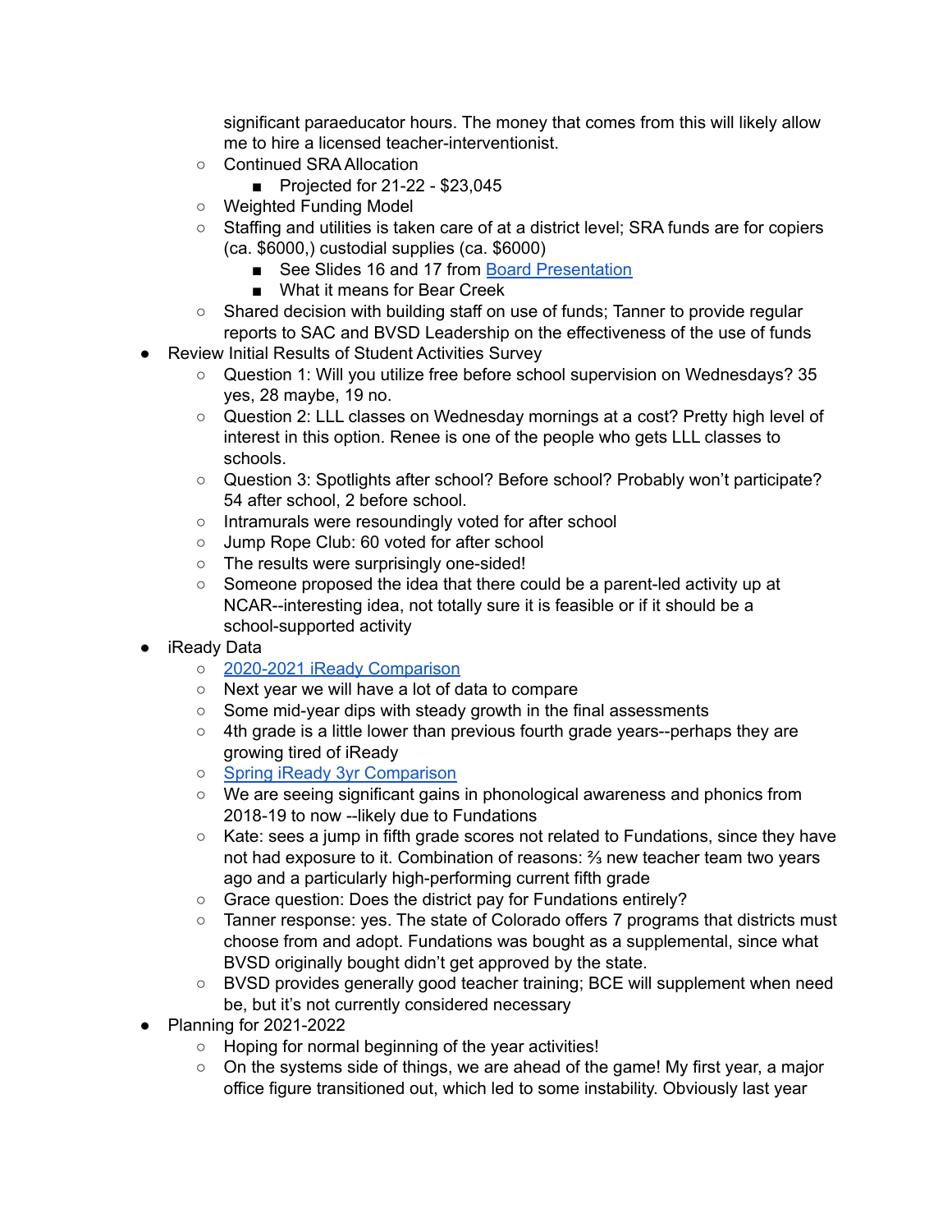significant paraeducator hours. The money that comes from this will likely allow me to hire a licensed teacher-interventionist.
  - Continued SRA Allocation
    - Projected for 21-22 - $23,045
  - Weighted Funding Model
  - Staffing and utilities is taken care of at a district level; SRA funds are for copiers (ca. $6000,) custodial supplies (ca. $6000)
    - See Slides 16 and 17 from [Board Presentation]
    - What it means for Bear Creek
  - Shared decision with building staff on use of funds; Tanner to provide regular reports to SAC and BVSD Leadership on the effectiveness of the use of funds
- Review Initial Results of Student Activities Survey
  - Question 1: Will you utilize free before school supervision on Wednesdays? 35 yes, 28 maybe, 19 no.
  - Question 2: LLL classes on Wednesday mornings at a cost? Pretty high level of interest in this option. Renee is one of the people who gets LLL classes to schools.
  - Question 3: Spotlights after school? Before school? Probably won't participate? 54 after school, 2 before school.
  - Intramurals were resoundingly voted for after school
  - Jump Rope Club: 60 voted for after school
  - The results were surprisingly one-sided!
  - Someone proposed the idea that there could be a parent-led activity up at NCAR--interesting idea, not totally sure it is feasible or if it should be a school-supported activity
- iReady Data
  - [2020-2021 iReady Comparison]
  - Next year we will have a lot of data to compare
  - Some mid-year dips with steady growth in the final assessments
  - 4th grade is a little lower than previous fourth grade years--perhaps they are growing tired of iReady
  - [Spring iReady 3yr Comparison]
  - We are seeing significant gains in phonological awareness and phonics from 2018-19 to now --likely due to Fundations
  - Kate: sees a jump in fifth grade scores not related to Fundations, since they have not had exposure to it. Combination of reasons: ⅔ new teacher team two years ago and a particularly high-performing current fifth grade
  - Grace question: Does the district pay for Fundations entirely?
  - Tanner response: yes. The state of Colorado offers 7 programs that districts must choose from and adopt. Fundations was bought as a supplemental, since what BVSD originally bought didn't get approved by the state.
  - BVSD provides generally good teacher training; BCE will supplement when need be, but it's not currently considered necessary
- Planning for 2021-2022
  - Hoping for normal beginning of the year activities!
  - On the systems side of things, we are ahead of the game! My first year, a major office figure transitioned out, which led to some instability. Obviously last year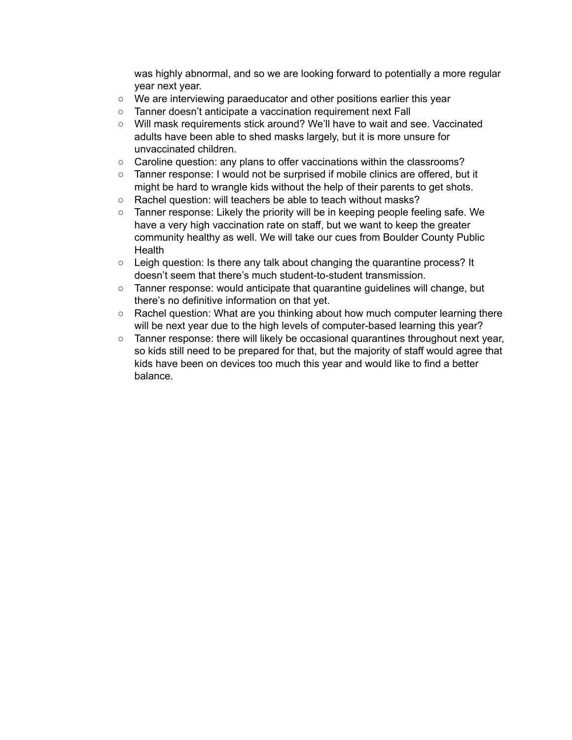was highly abnormal, and so we are looking forward to potentially a more regular year next year.

- We are interviewing paraeducator and other positions earlier this year
- Tanner doesn't anticipate a vaccination requirement next Fall
- Will mask requirements stick around? We'll have to wait and see. Vaccinated adults have been able to shed masks largely, but it is more unsure for unvaccinated children.
- Caroline question: any plans to offer vaccinations within the classrooms?
- Tanner response: I would not be surprised if mobile clinics are offered, but it might be hard to wrangle kids without the help of their parents to get shots.
- Rachel question: will teachers be able to teach without masks?
- Tanner response: Likely the priority will be in keeping people feeling safe. We have a very high vaccination rate on staff, but we want to keep the greater community healthy as well. We will take our cues from Boulder County Public Health
- Leigh question: Is there any talk about changing the quarantine process? It doesn't seem that there's much student-to-student transmission.
- Tanner response: would anticipate that quarantine guidelines will change, but there's no definitive information on that yet.
- Rachel question: What are you thinking about how much computer learning there will be next year due to the high levels of computer-based learning this year?
- Tanner response: there will likely be occasional quarantines throughout next year, so kids still need to be prepared for that, but the majority of staff would agree that kids have been on devices too much this year and would like to find a better balance.